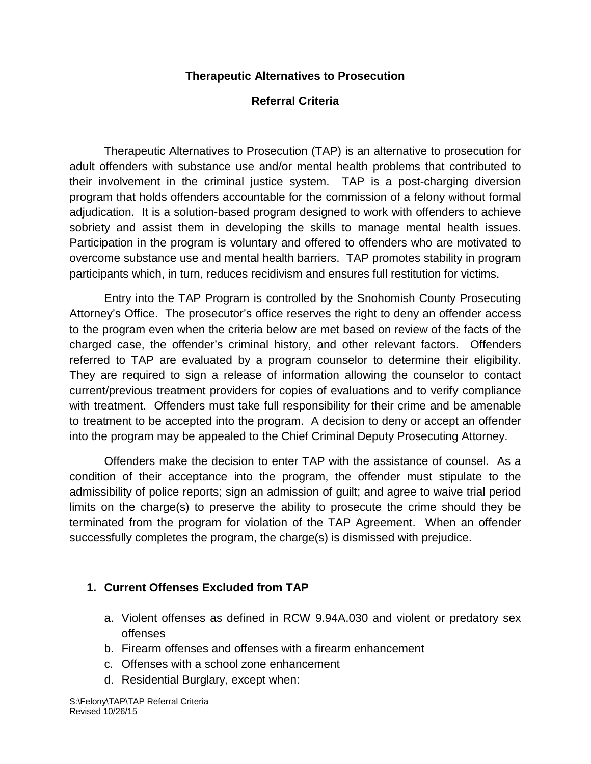# Therapeutic Alternatives to Prosecution

## Referral Criteria

Therapeutic Alternatives to Prosecution (TAP) is an alternative to prosecution for adult offenders with substance use and/or mental health problems that contributed to their involvement in the criminal justice system. TAP is a post-charging diversion program that holds offenders accountable for the commission of a felony without formal adjudication. It is a solution-based program designed to work with offenders to achieve sobriety and assist them in developing the skills to manage mental health issues. Participation in the program is voluntary and offered to offenders who are motivated to overcome substance use and mental health barriers. TAP promotes stability in program participants which, in turn, reduces recidivism and ensures full restitution for victims.

Entry into the TAP Program is controlled by the Snohomish County Prosecuting Attorney's Office. The prosecutor's office reserves the right to deny an offender access to the program even when the criteria below are met based on review of the facts of the charged case, the offender's criminal history, and other relevant factors. Offenders referred to TAP are evaluated by a program counselor to determine their eligibility. They are required to sign a release of information allowing the counselor to contact current/previous treatment providers for copies of evaluations and to verify compliance with treatment. Offenders must take full responsibility for their crime and be amenable to treatment to be accepted into the program. A decision to deny or accept an offender into the program may be appealed to the Chief Criminal Deputy Prosecuting Attorney.

Offenders make the decision to enter TAP with the assistance of counsel. As a condition of their acceptance into the program, the offender must stipulate to the admissibility of police reports; sign an admission of guilt; and agree to waive trial period limits on the charge(s) to preserve the ability to prosecute the crime should they be terminated from the program for violation of the TAP Agreement. When an offender successfully completes the program, the charge(s) is dismissed with prejudice.

1. **Current Offenses Excluded from TAP**

   a. Violent offenses as defined in RCW 9.94A.030 and violent or predatory sex offenses
   b. Firearm offenses and offenses with a firearm enhancement
   c. Offenses with a school zone enhancement
   d. Residential Burglary, except when: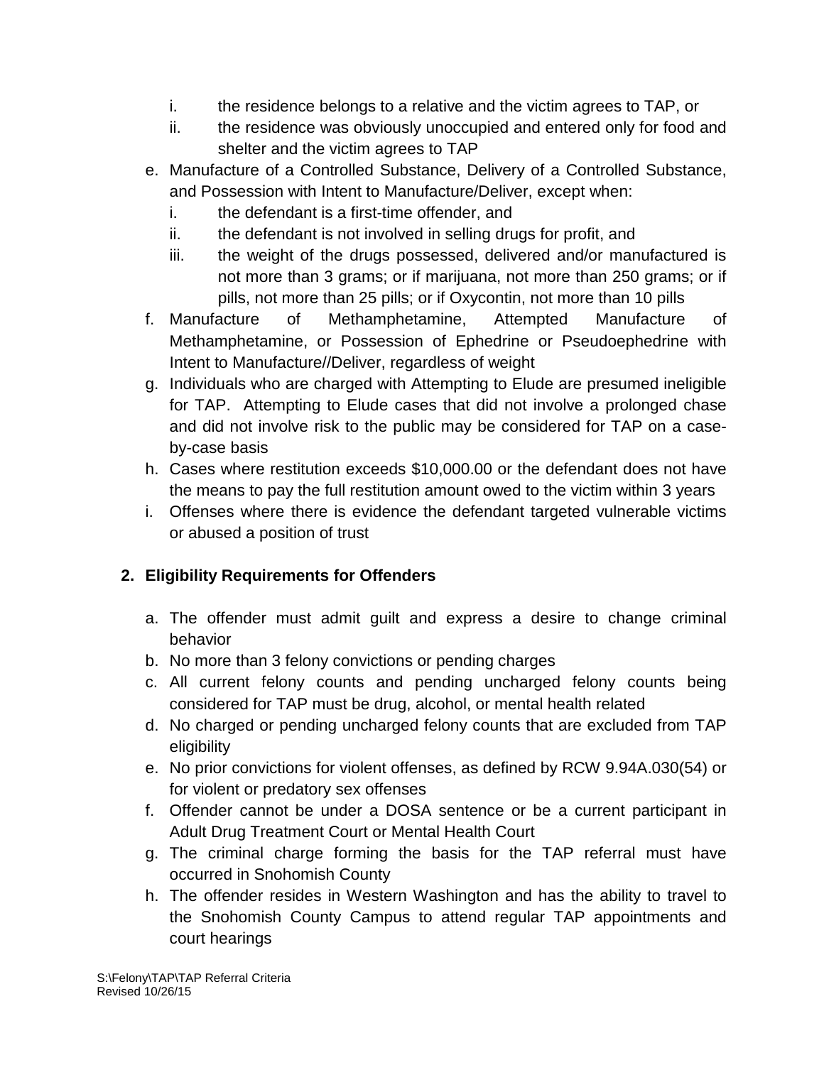i. the residence belongs to a relative and the victim agrees to TAP, or
   ii. the residence was obviously unoccupied and entered only for food and shelter and the victim agrees to TAP

e. Manufacture of a Controlled Substance, Delivery of a Controlled Substance, and Possession with Intent to Manufacture/Deliver, except when:
   i. the defendant is a first-time offender, and
   ii. the defendant is not involved in selling drugs for profit, and
   iii. the weight of the drugs possessed, delivered and/or manufactured is not more than 3 grams; or if marijuana, not more than 250 grams; or if pills, not more than 25 pills; or if Oxycontin, not more than 10 pills
f. Manufacture of Methamphetamine, Attempted Manufacture of Methamphetamine, or Possession of Ephedrine or Pseudoephedrine with Intent to Manufacture//Deliver, regardless of weight
g. Individuals who are charged with Attempting to Elude are presumed ineligible for TAP. Attempting to Elude cases that did not involve a prolonged chase and did not involve risk to the public may be considered for TAP on a case-by-case basis
h. Cases where restitution exceeds $10,000.00 or the defendant does not have the means to pay the full restitution amount owed to the victim within 3 years
i. Offenses where there is evidence the defendant targeted vulnerable victims or abused a position of trust

**2. Eligibility Requirements for Offenders**

a. The offender must admit guilt and express a desire to change criminal behavior
b. No more than 3 felony convictions or pending charges
c. All current felony counts and pending uncharged felony counts being considered for TAP must be drug, alcohol, or mental health related
d. No charged or pending uncharged felony counts that are excluded from TAP eligibility
e. No prior convictions for violent offenses, as defined by RCW 9.94A.030(54) or for violent or predatory sex offenses
f. Offender cannot be under a DOSA sentence or be a current participant in Adult Drug Treatment Court or Mental Health Court
g. The criminal charge forming the basis for the TAP referral must have occurred in Snohomish County
h. The offender resides in Western Washington and has the ability to travel to the Snohomish County Campus to attend regular TAP appointments and court hearings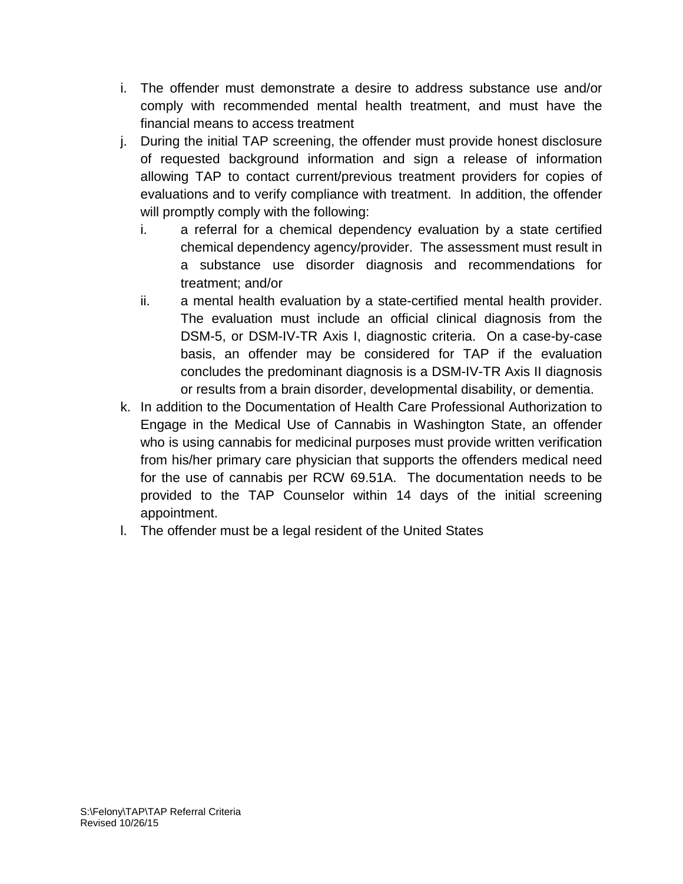i. The offender must demonstrate a desire to address substance use and/or comply with recommended mental health treatment, and must have the financial means to access treatment
j. During the initial TAP screening, the offender must provide honest disclosure of requested background information and sign a release of information allowing TAP to contact current/previous treatment providers for copies of evaluations and to verify compliance with treatment. In addition, the offender will promptly comply with the following:
   i. a referral for a chemical dependency evaluation by a state certified chemical dependency agency/provider. The assessment must result in a substance use disorder diagnosis and recommendations for treatment; and/or
   ii. a mental health evaluation by a state-certified mental health provider. The evaluation must include an official clinical diagnosis from the DSM-5, or DSM-IV-TR Axis I, diagnostic criteria. On a case-by-case basis, an offender may be considered for TAP if the evaluation concludes the predominant diagnosis is a DSM-IV-TR Axis II diagnosis or results from a brain disorder, developmental disability, or dementia.
k. In addition to the Documentation of Health Care Professional Authorization to Engage in the Medical Use of Cannabis in Washington State, an offender who is using cannabis for medicinal purposes must provide written verification from his/her primary care physician that supports the offenders medical need for the use of cannabis per RCW 69.51A. The documentation needs to be provided to the TAP Counselor within 14 days of the initial screening appointment.
l. The offender must be a legal resident of the United States

S:\Felony\TAP\TAP Referral Criteria
Revised 10/26/15